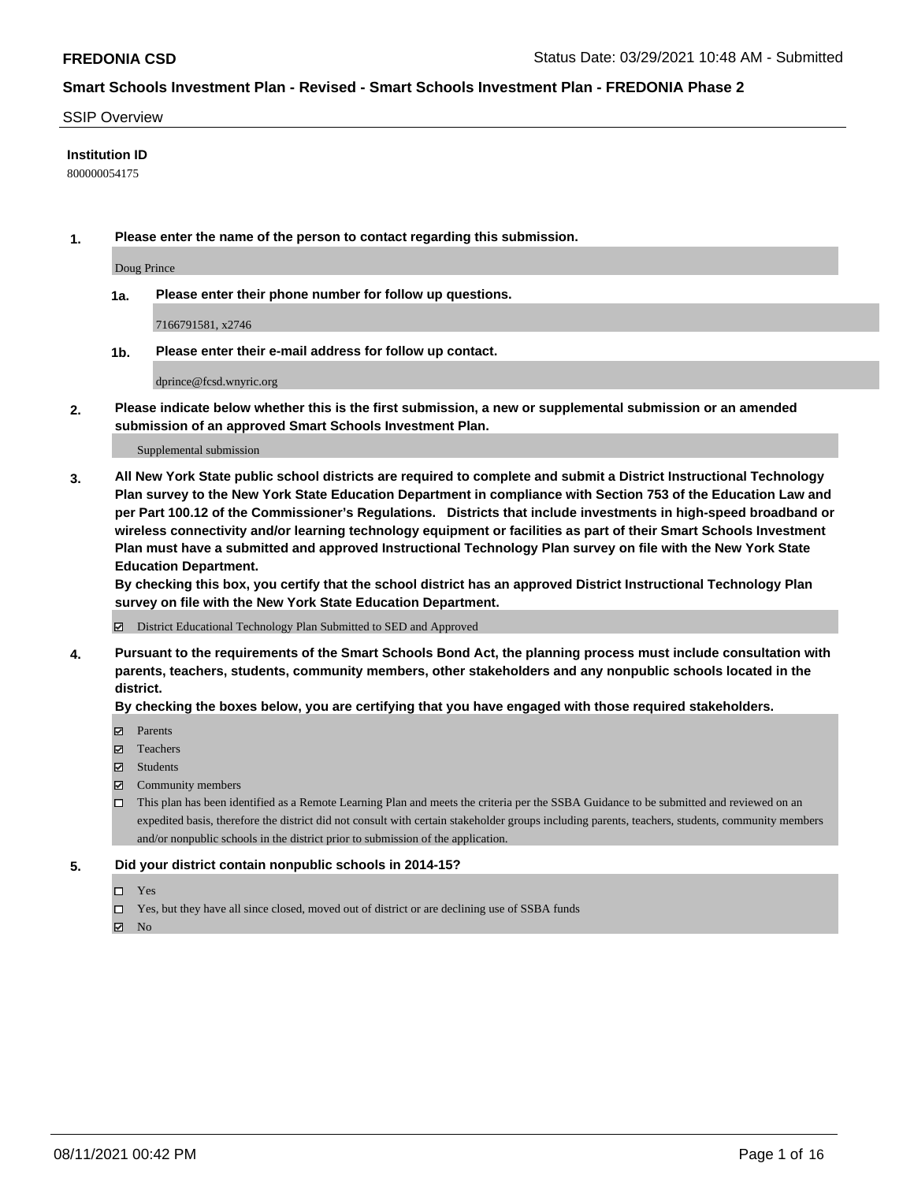**FREDONIA CSD** Status Date: 03/29/2021 10:48 AM - Submitted

## Smart Schools Investment Plan - Revised - Smart Schools Investment Plan - FREDONIA Phase 2

SSIP Overview

**Institution ID**

800000054175

**1. Please enter the name of the person to contact regarding this submission.**

Doug Prince

**1a. Please enter their phone number for follow up questions.**

7166791581, x2746

**1b. Please enter their e-mail address for follow up contact.**

dprince@fcsd.wnyric.org

**2. Please indicate below whether this is the first submission, a new or supplemental submission or an amended submission of an approved Smart Schools Investment Plan.**

Supplemental submission

**3. All New York State public school districts are required to complete and submit a District Instructional Technology Plan survey to the New York State Education Department in compliance with Section 753 of the Education Law and per Part 100.12 of the Commissioner's Regulations. Districts that include investments in high-speed broadband or wireless connectivity and/or learning technology equipment or facilities as part of their Smart Schools Investment Plan must have a submitted and approved Instructional Technology Plan survey on file with the New York State Education Department.**

**By checking this box, you certify that the school district has an approved District Instructional Technology Plan survey on file with the New York State Education Department.**

☑ District Educational Technology Plan Submitted to SED and Approved

**4. Pursuant to the requirements of the Smart Schools Bond Act, the planning process must include consultation with parents, teachers, students, community members, other stakeholders and any nonpublic schools located in the district.**

**By checking the boxes below, you are certifying that you have engaged with those required stakeholders.**

☑ Parents

☑ Teachers

☑ Students

☑ Community members

☐ This plan has been identified as a Remote Learning Plan and meets the criteria per the SSBA Guidance to be submitted and reviewed on an expedited basis, therefore the district did not consult with certain stakeholder groups including parents, teachers, students, community members and/or nonpublic schools in the district prior to submission of the application.

**5. Did your district contain nonpublic schools in 2014-15?**

☐ Yes

☐ Yes, but they have all since closed, moved out of district or are declining use of SSBA funds

☑ No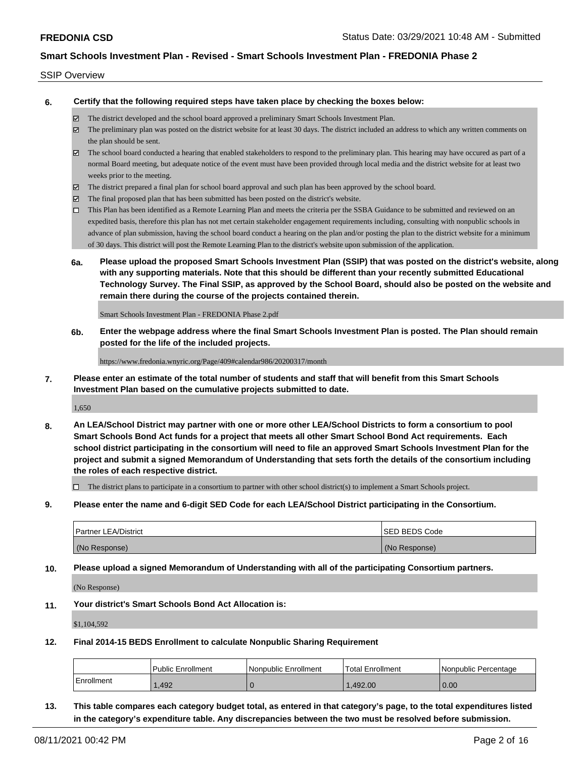SSIP Overview

**6. Certify that the following required steps have taken place by checking the boxes below:**

- ☑ The district developed and the school board approved a preliminary Smart Schools Investment Plan.
- ☑ The preliminary plan was posted on the district website for at least 30 days. The district included an address to which any written comments on the plan should be sent.
- ☑ The school board conducted a hearing that enabled stakeholders to respond to the preliminary plan. This hearing may have occured as part of a normal Board meeting, but adequate notice of the event must have been provided through local media and the district website for at least two weeks prior to the meeting.
- ☑ The district prepared a final plan for school board approval and such plan has been approved by the school board.
- ☑ The final proposed plan that has been submitted has been posted on the district's website.
- ☐ This Plan has been identified as a Remote Learning Plan and meets the criteria per the SSBA Guidance to be submitted and reviewed on an expedited basis, therefore this plan has not met certain stakeholder engagement requirements including, consulting with nonpublic schools in advance of plan submission, having the school board conduct a hearing on the plan and/or posting the plan to the district website for a minimum of 30 days. This district will post the Remote Learning Plan to the district's website upon submission of the application.

**6a. Please upload the proposed Smart Schools Investment Plan (SSIP) that was posted on the district's website, along with any supporting materials. Note that this should be different than your recently submitted Educational Technology Survey. The Final SSIP, as approved by the School Board, should also be posted on the website and remain there during the course of the projects contained therein.**

Smart Schools Investment Plan - FREDONIA Phase 2.pdf

**6b. Enter the webpage address where the final Smart Schools Investment Plan is posted. The Plan should remain posted for the life of the included projects.**

https://www.fredonia.wnyric.org/Page/409#calendar986/20200317/month

**7. Please enter an estimate of the total number of students and staff that will benefit from this Smart Schools Investment Plan based on the cumulative projects submitted to date.**

1,650

**8. An LEA/School District may partner with one or more other LEA/School Districts to form a consortium to pool Smart Schools Bond Act funds for a project that meets all other Smart School Bond Act requirements. Each school district participating in the consortium will need to file an approved Smart Schools Investment Plan for the project and submit a signed Memorandum of Understanding that sets forth the details of the consortium including the roles of each respective district.**

- ☐ The district plans to participate in a consortium to partner with other school district(s) to implement a Smart Schools project.

**9. Please enter the name and 6-digit SED Code for each LEA/School District participating in the Consortium.**

| Partner LEA/District | SED BEDS Code |
|---|---|
| (No Response) | (No Response) |

**10. Please upload a signed Memorandum of Understanding with all of the participating Consortium partners.**

(No Response)

**11. Your district's Smart Schools Bond Act Allocation is:**

$1,104,592

**12. Final 2014-15 BEDS Enrollment to calculate Nonpublic Sharing Requirement**

| | Public Enrollment | Nonpublic Enrollment | Total Enrollment | Nonpublic Percentage |
|---|---|---|---|---|
| Enrollment | 1,492 | 0 | 1,492.00 | 0.00 |

**13. This table compares each category budget total, as entered in that category's page, to the total expenditures listed in the category's expenditure table. Any discrepancies between the two must be resolved before submission.**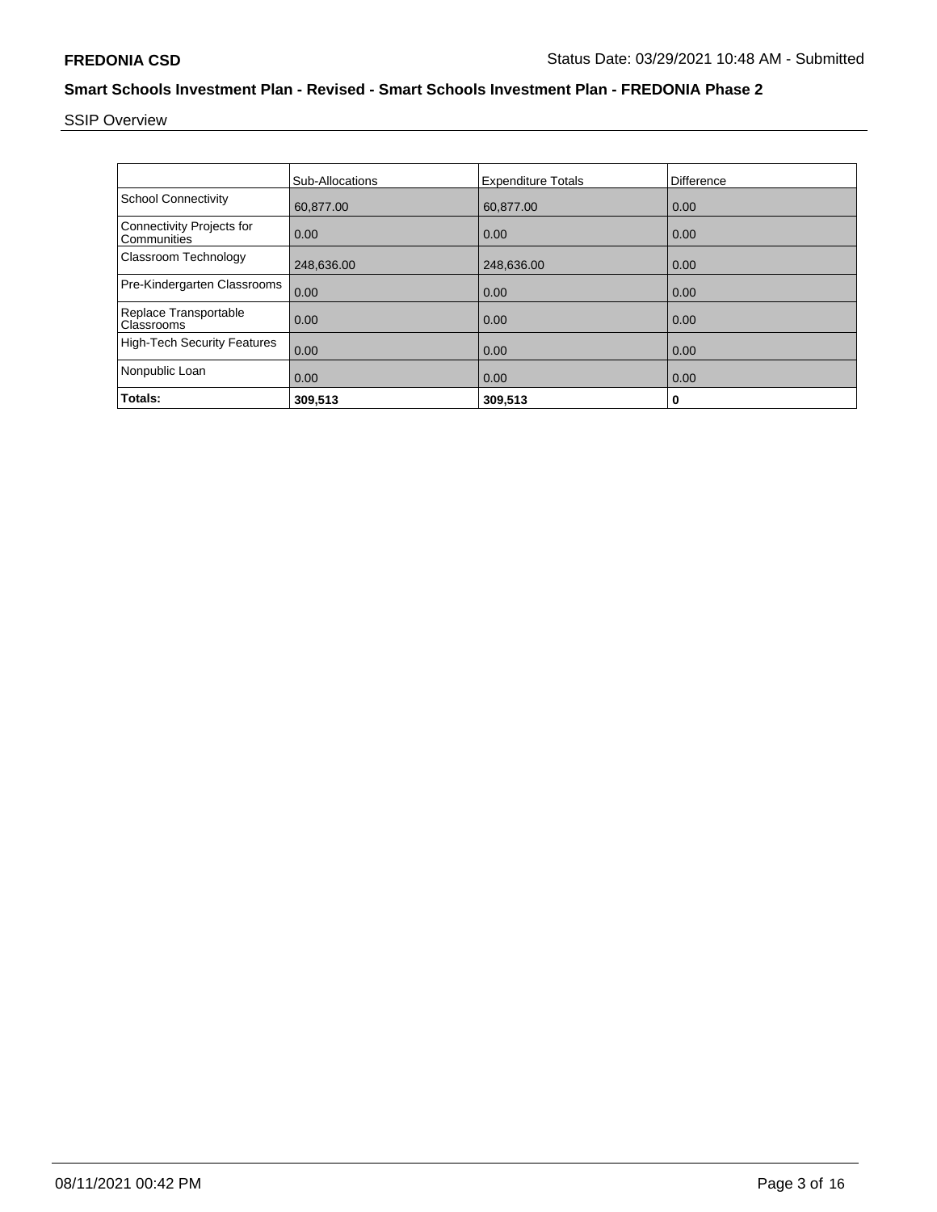**FREDONIA CSD**

Status Date: 03/29/2021 10:48 AM - Submitted

## Smart Schools Investment Plan - Revised - Smart Schools Investment Plan - FREDONIA Phase 2

SSIP Overview

| | Sub-Allocations | Expenditure Totals | Difference |
|---|---|---|---|
| School Connectivity | 60,877.00 | 60,877.00 | 0.00 |
| Connectivity Projects for Communities | 0.00 | 0.00 | 0.00 |
| Classroom Technology | 248,636.00 | 248,636.00 | 0.00 |
| Pre-Kindergarten Classrooms | 0.00 | 0.00 | 0.00 |
| Replace Transportable Classrooms | 0.00 | 0.00 | 0.00 |
| High-Tech Security Features | 0.00 | 0.00 | 0.00 |
| Nonpublic Loan | 0.00 | 0.00 | 0.00 |
| **Totals:** | **309,513** | **309,513** | **0** |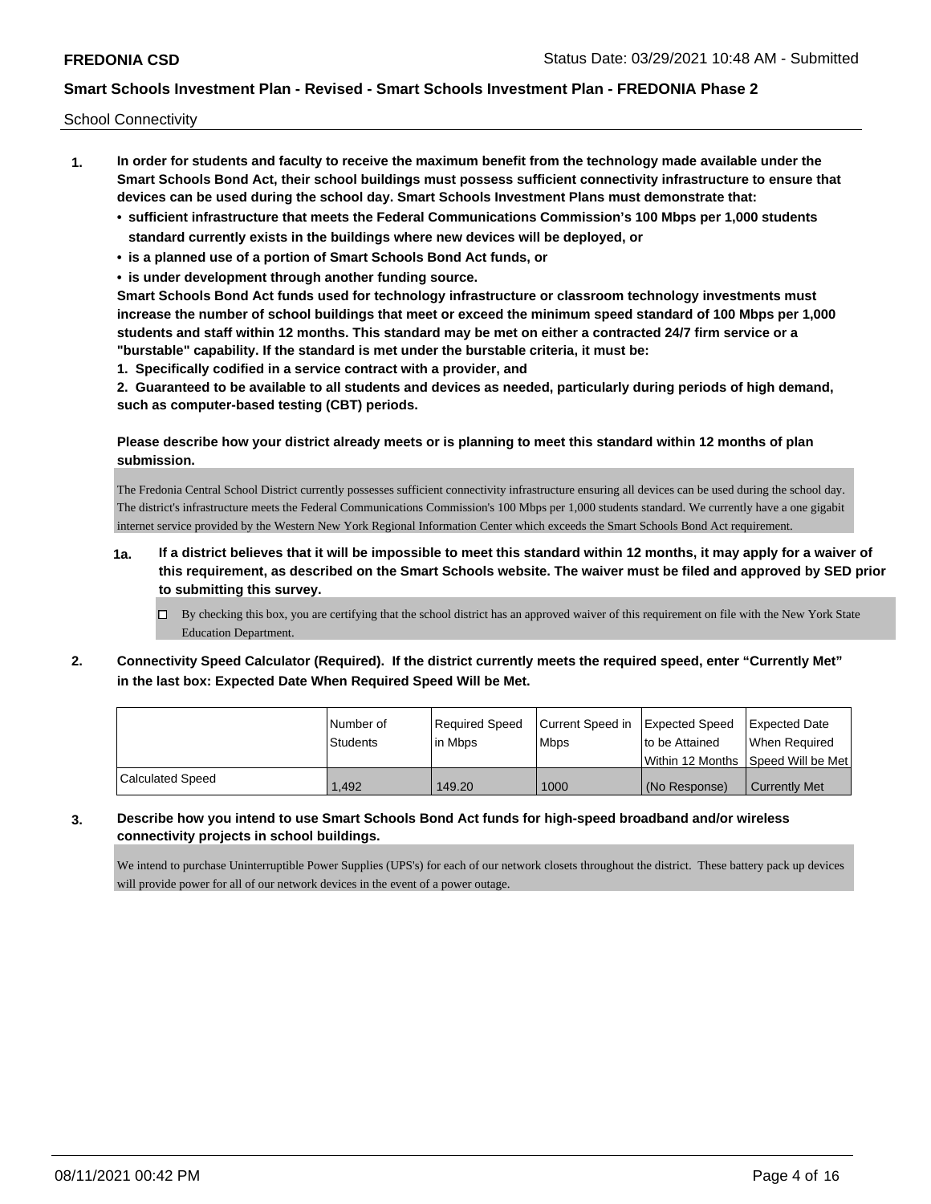School Connectivity

1. **In order for students and faculty to receive the maximum benefit from the technology made available under the Smart Schools Bond Act, their school buildings must possess sufficient connectivity infrastructure to ensure that devices can be used during the school day. Smart Schools Investment Plans must demonstrate that:**
   - **sufficient infrastructure that meets the Federal Communications Commission's 100 Mbps per 1,000 students standard currently exists in the buildings where new devices will be deployed, or**
   - **is a planned use of a portion of Smart Schools Bond Act funds, or**
   - **is under development through another funding source.**

   **Smart Schools Bond Act funds used for technology infrastructure or classroom technology investments must increase the number of school buildings that meet or exceed the minimum speed standard of 100 Mbps per 1,000 students and staff within 12 months. This standard may be met on either a contracted 24/7 firm service or a "burstable" capability. If the standard is met under the burstable criteria, it must be:**

   **1. Specifically codified in a service contract with a provider, and**

   **2. Guaranteed to be available to all students and devices as needed, particularly during periods of high demand, such as computer-based testing (CBT) periods.**

   **Please describe how your district already meets or is planning to meet this standard within 12 months of plan submission.**

   The Fredonia Central School District currently possesses sufficient connectivity infrastructure ensuring all devices can be used during the school day. The district's infrastructure meets the Federal Communications Commission's 100 Mbps per 1,000 students standard. We currently have a one gigabit internet service provided by the Western New York Regional Information Center which exceeds the Smart Schools Bond Act requirement.

   **1a. If a district believes that it will be impossible to meet this standard within 12 months, it may apply for a waiver of this requirement, as described on the Smart Schools website. The waiver must be filed and approved by SED prior to submitting this survey.**

   ☐ By checking this box, you are certifying that the school district has an approved waiver of this requirement on file with the New York State Education Department.

2. **Connectivity Speed Calculator (Required). If the district currently meets the required speed, enter "Currently Met" in the last box: Expected Date When Required Speed Will be Met.**

| | Number of Students | Required Speed in Mbps | Current Speed in Mbps | Expected Speed to be Attained Within 12 Months | Expected Date When Required Speed Will be Met |
|---|---|---|---|---|---|
| Calculated Speed | 1,492 | 149.20 | 1000 | (No Response) | Currently Met |

3. **Describe how you intend to use Smart Schools Bond Act funds for high-speed broadband and/or wireless connectivity projects in school buildings.**

   We intend to purchase Uninterruptible Power Supplies (UPS's) for each of our network closets throughout the district. These battery pack up devices will provide power for all of our network devices in the event of a power outage.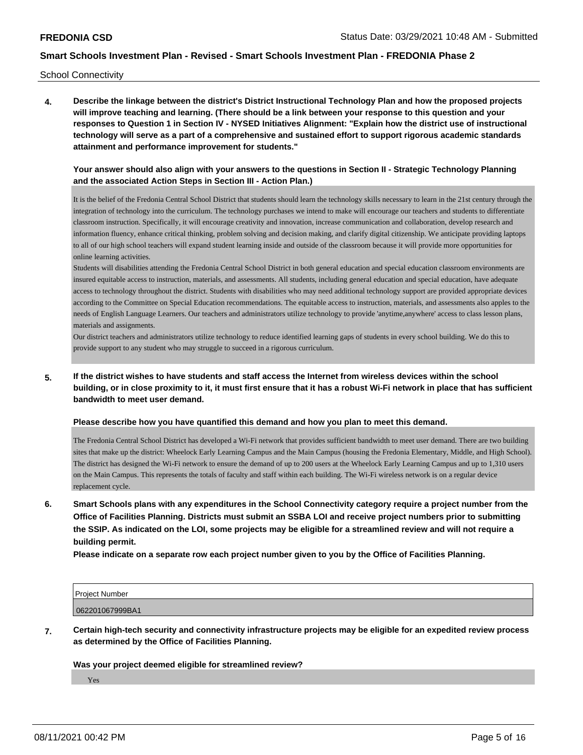School Connectivity

**4. Describe the linkage between the district's District Instructional Technology Plan and how the proposed projects will improve teaching and learning. (There should be a link between your response to this question and your responses to Question 1 in Section IV - NYSED Initiatives Alignment: "Explain how the district use of instructional technology will serve as a part of a comprehensive and sustained effort to support rigorous academic standards attainment and performance improvement for students."**

**Your answer should also align with your answers to the questions in Section II - Strategic Technology Planning and the associated Action Steps in Section III - Action Plan.)**

It is the belief of the Fredonia Central School District that students should learn the technology skills necessary to learn in the 21st century through the integration of technology into the curriculum. The technology purchases we intend to make will encourage our teachers and students to differentiate classroom instruction. Specifically, it will encourage creativity and innovation, increase communication and collaboration, develop research and information fluency, enhance critical thinking, problem solving and decision making, and clarify digital citizenship. We anticipate providing laptops to all of our high school teachers will expand student learning inside and outside of the classroom because it will provide more opportunities for online learning activities.

Students will disabilities attending the Fredonia Central School District in both general education and special education classroom environments are insured equitable access to instruction, materials, and assessments. All students, including general education and special education, have adequate access to technology throughout the district. Students with disabilities who may need additional technology support are provided appropriate devices according to the Committee on Special Education recommendations. The equitable access to instruction, materials, and assessments also apples to the needs of English Language Learners. Our teachers and administrators utilize technology to provide 'anytime,anywhere' access to class lesson plans, materials and assignments.

Our district teachers and administrators utilize technology to reduce identified learning gaps of students in every school building. We do this to provide support to any student who may struggle to succeed in a rigorous curriculum.

**5. If the district wishes to have students and staff access the Internet from wireless devices within the school building, or in close proximity to it, it must first ensure that it has a robust Wi-Fi network in place that has sufficient bandwidth to meet user demand.**

**Please describe how you have quantified this demand and how you plan to meet this demand.**

The Fredonia Central School District has developed a Wi-Fi network that provides sufficient bandwidth to meet user demand. There are two building sites that make up the district: Wheelock Early Learning Campus and the Main Campus (housing the Fredonia Elementary, Middle, and High School). The district has designed the Wi-Fi network to ensure the demand of up to 200 users at the Wheelock Early Learning Campus and up to 1,310 users on the Main Campus. This represents the totals of faculty and staff within each building. The Wi-Fi wireless network is on a regular device replacement cycle.

**6. Smart Schools plans with any expenditures in the School Connectivity category require a project number from the Office of Facilities Planning. Districts must submit an SSBA LOI and receive project numbers prior to submitting the SSIP. As indicated on the LOI, some projects may be eligible for a streamlined review and will not require a building permit.**

**Please indicate on a separate row each project number given to you by the Office of Facilities Planning.**

| Project Number |
| --- |
| 062201067999BA1 |

**7. Certain high-tech security and connectivity infrastructure projects may be eligible for an expedited review process as determined by the Office of Facilities Planning.**

**Was your project deemed eligible for streamlined review?**

Yes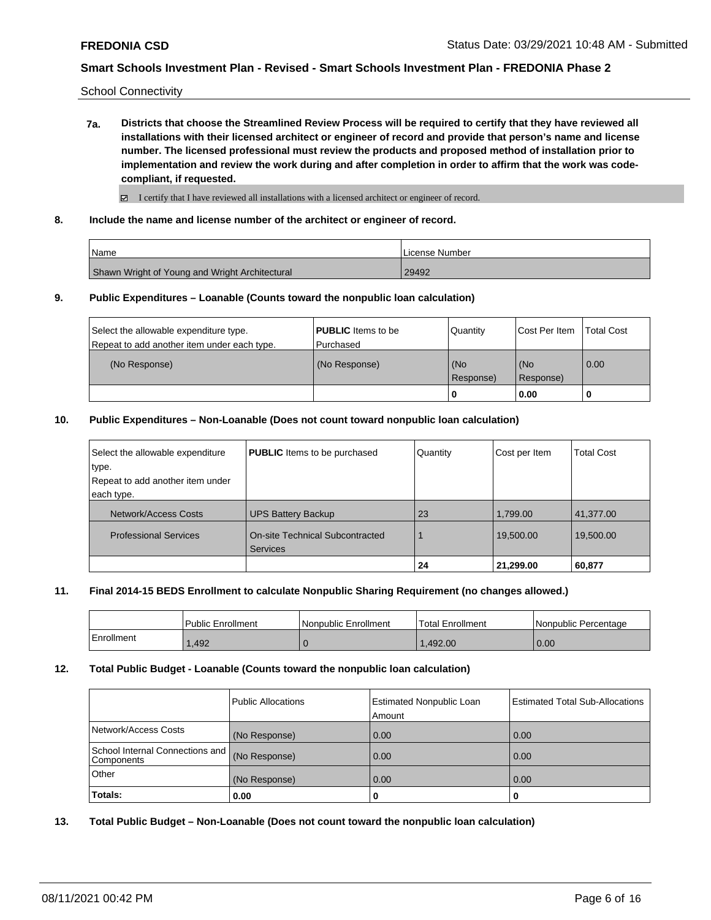School Connectivity

**7a. Districts that choose the Streamlined Review Process will be required to certify that they have reviewed all installations with their licensed architect or engineer of record and provide that person's name and license number. The licensed professional must review the products and proposed method of installation prior to implementation and review the work during and after completion in order to affirm that the work was code-compliant, if requested.**

☑ I certify that I have reviewed all installations with a licensed architect or engineer of record.

**8. Include the name and license number of the architect or engineer of record.**

| Name | License Number |
|---|---|
| Shawn Wright of Young and Wright Architectural | 29492 |

**9. Public Expenditures – Loanable (Counts toward the nonpublic loan calculation)**

| Select the allowable expenditure type. Repeat to add another item under each type. | **PUBLIC** Items to be Purchased | Quantity | Cost Per Item | Total Cost |
|---|---|---|---|---|
| (No Response) | (No Response) | (No Response) | (No Response) | 0.00 |
| | | **0** | **0.00** | **0** |

**10. Public Expenditures – Non-Loanable (Does not count toward nonpublic loan calculation)**

| Select the allowable expenditure type. Repeat to add another item under each type. | **PUBLIC** Items to be purchased | Quantity | Cost per Item | Total Cost |
|---|---|---|---|---|
| Network/Access Costs | UPS Battery Backup | 23 | 1,799.00 | 41,377.00 |
| Professional Services | On-site Technical Subcontracted Services | 1 | 19,500.00 | 19,500.00 |
| | | **24** | **21,299.00** | **60,877** |

**11. Final 2014-15 BEDS Enrollment to calculate Nonpublic Sharing Requirement (no changes allowed.)**

| | Public Enrollment | Nonpublic Enrollment | Total Enrollment | Nonpublic Percentage |
|---|---|---|---|---|
| Enrollment | 1,492 | 0 | 1,492.00 | 0.00 |

**12. Total Public Budget - Loanable (Counts toward the nonpublic loan calculation)**

| | Public Allocations | Estimated Nonpublic Loan Amount | Estimated Total Sub-Allocations |
|---|---|---|---|
| Network/Access Costs | (No Response) | 0.00 | 0.00 |
| School Internal Connections and Components | (No Response) | 0.00 | 0.00 |
| Other | (No Response) | 0.00 | 0.00 |
| **Totals:** | **0.00** | **0** | **0** |

**13. Total Public Budget – Non-Loanable (Does not count toward the nonpublic loan calculation)**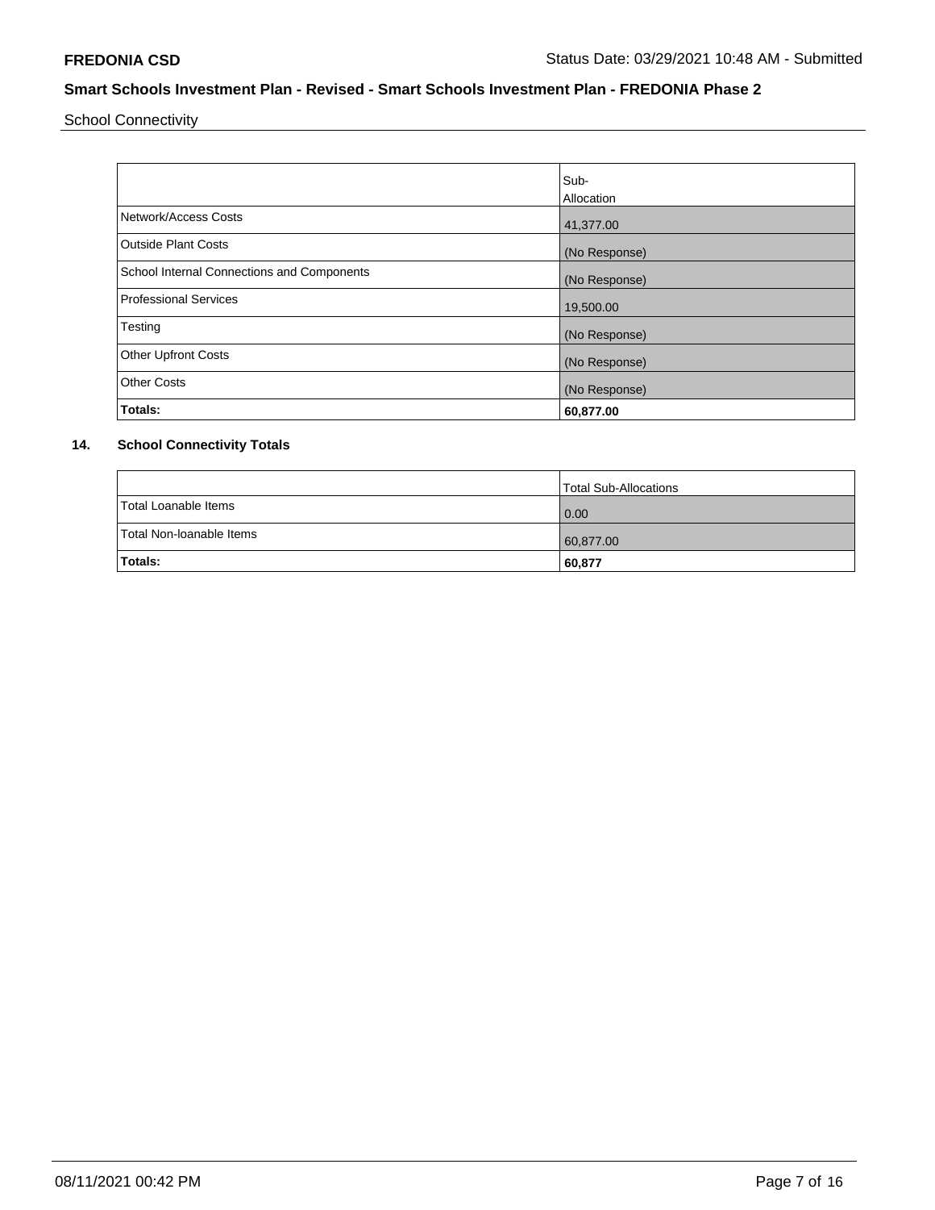School Connectivity

| | Sub-Allocation |
|---|---|
| Network/Access Costs | 41,377.00 |
| Outside Plant Costs | (No Response) |
| School Internal Connections and Components | (No Response) |
| Professional Services | 19,500.00 |
| Testing | (No Response) |
| Other Upfront Costs | (No Response) |
| Other Costs | (No Response) |
| **Totals:** | **60,877.00** |

**14. School Connectivity Totals**

| | Total Sub-Allocations |
|---|---|
| Total Loanable Items | 0.00 |
| Total Non-loanable Items | 60,877.00 |
| **Totals:** | **60,877** |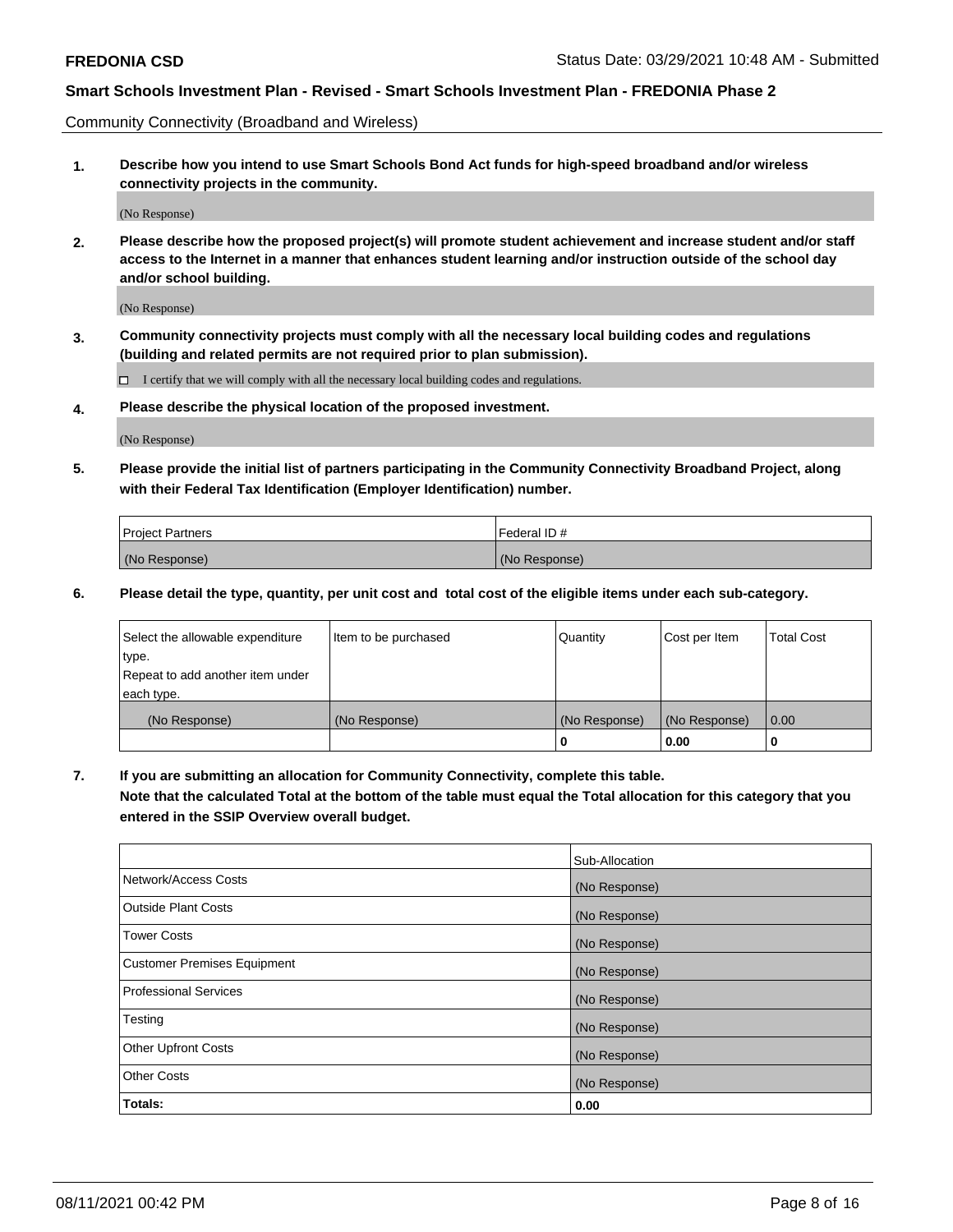Community Connectivity (Broadband and Wireless)

**1. Describe how you intend to use Smart Schools Bond Act funds for high-speed broadband and/or wireless connectivity projects in the community.**

(No Response)

**2. Please describe how the proposed project(s) will promote student achievement and increase student and/or staff access to the Internet in a manner that enhances student learning and/or instruction outside of the school day and/or school building.**

(No Response)

**3. Community connectivity projects must comply with all the necessary local building codes and regulations (building and related permits are not required prior to plan submission).**

☐ I certify that we will comply with all the necessary local building codes and regulations.

**4. Please describe the physical location of the proposed investment.**

(No Response)

**5. Please provide the initial list of partners participating in the Community Connectivity Broadband Project, along with their Federal Tax Identification (Employer Identification) number.**

| Project Partners | Federal ID # |
|---|---|
| (No Response) | (No Response) |

**6. Please detail the type, quantity, per unit cost and total cost of the eligible items under each sub-category.**

| Select the allowable expenditure type. Repeat to add another item under each type. | Item to be purchased | Quantity | Cost per Item | Total Cost |
|---|---|---|---|---|
| (No Response) | (No Response) | (No Response) | (No Response) | 0.00 |
| | | **0** | **0.00** | **0** |

**7. If you are submitting an allocation for Community Connectivity, complete this table. Note that the calculated Total at the bottom of the table must equal the Total allocation for this category that you entered in the SSIP Overview overall budget.**

| | Sub-Allocation |
|---|---|
| Network/Access Costs | (No Response) |
| Outside Plant Costs | (No Response) |
| Tower Costs | (No Response) |
| Customer Premises Equipment | (No Response) |
| Professional Services | (No Response) |
| Testing | (No Response) |
| Other Upfront Costs | (No Response) |
| Other Costs | (No Response) |
| **Totals:** | **0.00** |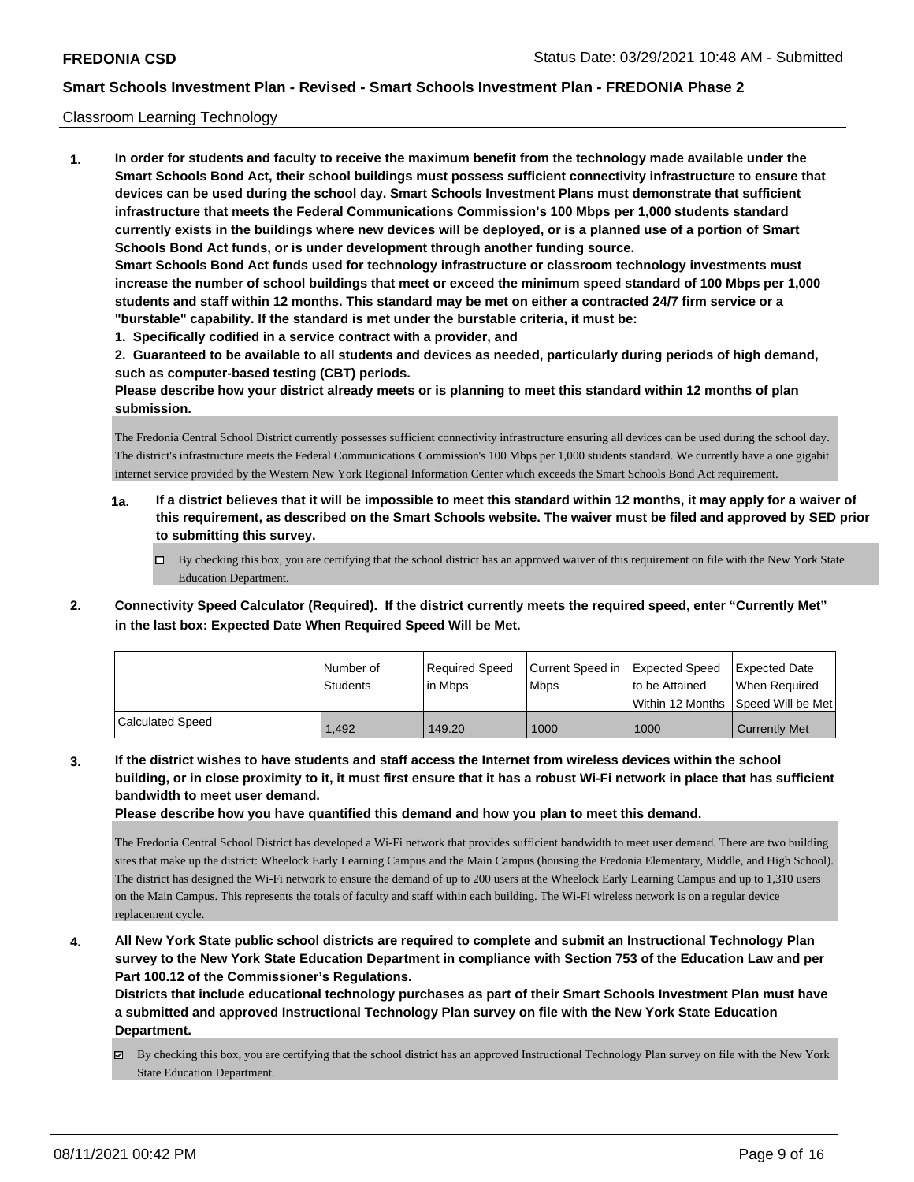Classroom Learning Technology

**1. In order for students and faculty to receive the maximum benefit from the technology made available under the Smart Schools Bond Act, their school buildings must possess sufficient connectivity infrastructure to ensure that devices can be used during the school day. Smart Schools Investment Plans must demonstrate that sufficient infrastructure that meets the Federal Communications Commission's 100 Mbps per 1,000 students standard currently exists in the buildings where new devices will be deployed, or is a planned use of a portion of Smart Schools Bond Act funds, or is under development through another funding source.**

**Smart Schools Bond Act funds used for technology infrastructure or classroom technology investments must increase the number of school buildings that meet or exceed the minimum speed standard of 100 Mbps per 1,000 students and staff within 12 months. This standard may be met on either a contracted 24/7 firm service or a "burstable" capability. If the standard is met under the burstable criteria, it must be:**

**1. Specifically codified in a service contract with a provider, and**

**2. Guaranteed to be available to all students and devices as needed, particularly during periods of high demand, such as computer-based testing (CBT) periods.**

**Please describe how your district already meets or is planning to meet this standard within 12 months of plan submission.**

The Fredonia Central School District currently possesses sufficient connectivity infrastructure ensuring all devices can be used during the school day. The district's infrastructure meets the Federal Communications Commission's 100 Mbps per 1,000 students standard. We currently have a one gigabit internet service provided by the Western New York Regional Information Center which exceeds the Smart Schools Bond Act requirement.

**1a. If a district believes that it will be impossible to meet this standard within 12 months, it may apply for a waiver of this requirement, as described on the Smart Schools website. The waiver must be filed and approved by SED prior to submitting this survey.**

☐ By checking this box, you are certifying that the school district has an approved waiver of this requirement on file with the New York State Education Department.

**2. Connectivity Speed Calculator (Required). If the district currently meets the required speed, enter "Currently Met" in the last box: Expected Date When Required Speed Will be Met.**

| | Number of Students | Required Speed in Mbps | Current Speed in Mbps | Expected Speed to be Attained Within 12 Months | Expected Date When Required Speed Will be Met |
|---|---|---|---|---|---|
| Calculated Speed | 1,492 | 149.20 | 1000 | 1000 | Currently Met |

**3. If the district wishes to have students and staff access the Internet from wireless devices within the school building, or in close proximity to it, it must first ensure that it has a robust Wi-Fi network in place that has sufficient bandwidth to meet user demand.**

**Please describe how you have quantified this demand and how you plan to meet this demand.**

The Fredonia Central School District has developed a Wi-Fi network that provides sufficient bandwidth to meet user demand. There are two building sites that make up the district: Wheelock Early Learning Campus and the Main Campus (housing the Fredonia Elementary, Middle, and High School). The district has designed the Wi-Fi network to ensure the demand of up to 200 users at the Wheelock Early Learning Campus and up to 1,310 users on the Main Campus. This represents the totals of faculty and staff within each building. The Wi-Fi wireless network is on a regular device replacement cycle.

**4. All New York State public school districts are required to complete and submit an Instructional Technology Plan survey to the New York State Education Department in compliance with Section 753 of the Education Law and per Part 100.12 of the Commissioner's Regulations.**

**Districts that include educational technology purchases as part of their Smart Schools Investment Plan must have a submitted and approved Instructional Technology Plan survey on file with the New York State Education Department.**

☑ By checking this box, you are certifying that the school district has an approved Instructional Technology Plan survey on file with the New York State Education Department.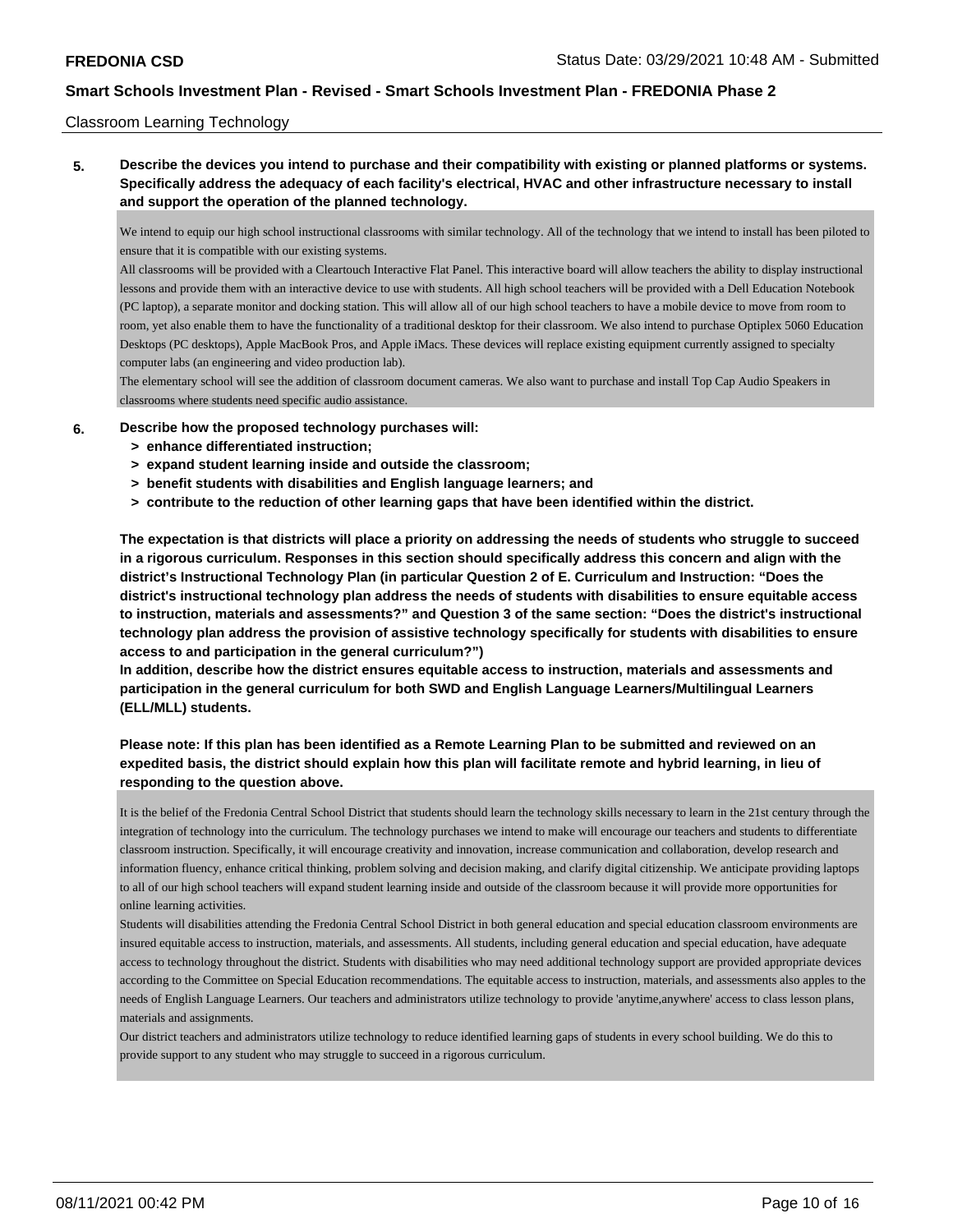Classroom Learning Technology

**5. Describe the devices you intend to purchase and their compatibility with existing or planned platforms or systems. Specifically address the adequacy of each facility's electrical, HVAC and other infrastructure necessary to install and support the operation of the planned technology.**

We intend to equip our high school instructional classrooms with similar technology. All of the technology that we intend to install has been piloted to ensure that it is compatible with our existing systems.
All classrooms will be provided with a Cleartouch Interactive Flat Panel. This interactive board will allow teachers the ability to display instructional lessons and provide them with an interactive device to use with students. All high school teachers will be provided with a Dell Education Notebook (PC laptop), a separate monitor and docking station. This will allow all of our high school teachers to have a mobile device to move from room to room, yet also enable them to have the functionality of a traditional desktop for their classroom. We also intend to purchase Optiplex 5060 Education Desktops (PC desktops), Apple MacBook Pros, and Apple iMacs. These devices will replace existing equipment currently assigned to specialty computer labs (an engineering and video production lab).
The elementary school will see the addition of classroom document cameras. We also want to purchase and install Top Cap Audio Speakers in classrooms where students need specific audio assistance.

**6. Describe how the proposed technology purchases will:**
- **> enhance differentiated instruction;**
- **> expand student learning inside and outside the classroom;**
- **> benefit students with disabilities and English language learners; and**
- **> contribute to the reduction of other learning gaps that have been identified within the district.**

**The expectation is that districts will place a priority on addressing the needs of students who struggle to succeed in a rigorous curriculum. Responses in this section should specifically address this concern and align with the district's Instructional Technology Plan (in particular Question 2 of E. Curriculum and Instruction: "Does the district's instructional technology plan address the needs of students with disabilities to ensure equitable access to instruction, materials and assessments?" and Question 3 of the same section: "Does the district's instructional technology plan address the provision of assistive technology specifically for students with disabilities to ensure access to and participation in the general curriculum?")**
**In addition, describe how the district ensures equitable access to instruction, materials and assessments and participation in the general curriculum for both SWD and English Language Learners/Multilingual Learners (ELL/MLL) students.**

**Please note: If this plan has been identified as a Remote Learning Plan to be submitted and reviewed on an expedited basis, the district should explain how this plan will facilitate remote and hybrid learning, in lieu of responding to the question above.**

It is the belief of the Fredonia Central School District that students should learn the technology skills necessary to learn in the 21st century through the integration of technology into the curriculum. The technology purchases we intend to make will encourage our teachers and students to differentiate classroom instruction. Specifically, it will encourage creativity and innovation, increase communication and collaboration, develop research and information fluency, enhance critical thinking, problem solving and decision making, and clarify digital citizenship. We anticipate providing laptops to all of our high school teachers will expand student learning inside and outside of the classroom because it will provide more opportunities for online learning activities.
Students will disabilities attending the Fredonia Central School District in both general education and special education classroom environments are insured equitable access to instruction, materials, and assessments. All students, including general education and special education, have adequate access to technology throughout the district. Students with disabilities who may need additional technology support are provided appropriate devices according to the Committee on Special Education recommendations. The equitable access to instruction, materials, and assessments also apples to the needs of English Language Learners. Our teachers and administrators utilize technology to provide 'anytime,anywhere' access to class lesson plans, materials and assignments.
Our district teachers and administrators utilize technology to reduce identified learning gaps of students in every school building. We do this to provide support to any student who may struggle to succeed in a rigorous curriculum.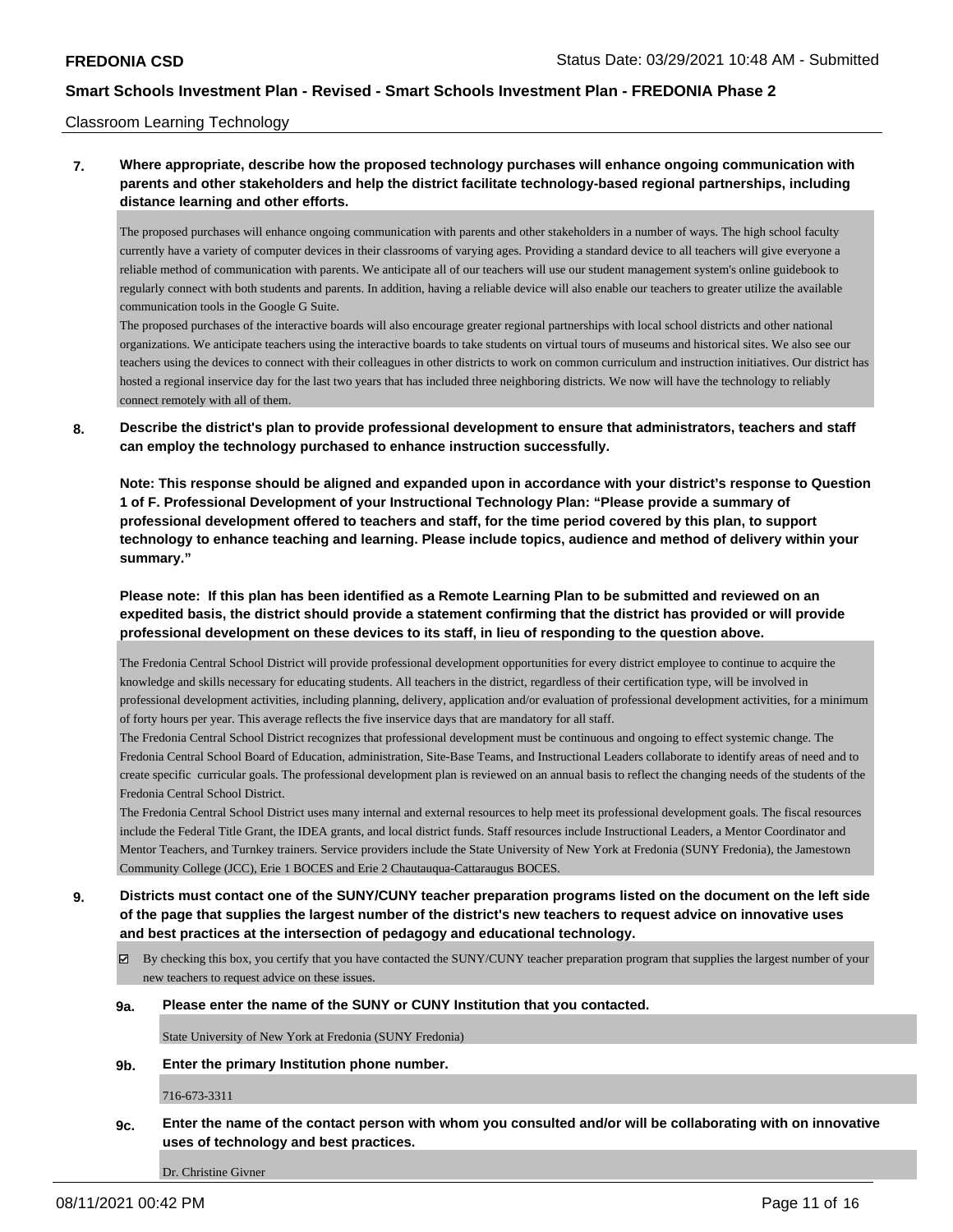Classroom Learning Technology

**7. Where appropriate, describe how the proposed technology purchases will enhance ongoing communication with parents and other stakeholders and help the district facilitate technology-based regional partnerships, including distance learning and other efforts.**

The proposed purchases will enhance ongoing communication with parents and other stakeholders in a number of ways. The high school faculty currently have a variety of computer devices in their classrooms of varying ages. Providing a standard device to all teachers will give everyone a reliable method of communication with parents. We anticipate all of our teachers will use our student management system's online guidebook to regularly connect with both students and parents. In addition, having a reliable device will also enable our teachers to greater utilize the available communication tools in the Google G Suite.

The proposed purchases of the interactive boards will also encourage greater regional partnerships with local school districts and other national organizations. We anticipate teachers using the interactive boards to take students on virtual tours of museums and historical sites. We also see our teachers using the devices to connect with their colleagues in other districts to work on common curriculum and instruction initiatives. Our district has hosted a regional inservice day for the last two years that has included three neighboring districts. We now will have the technology to reliably connect remotely with all of them.

**8. Describe the district's plan to provide professional development to ensure that administrators, teachers and staff can employ the technology purchased to enhance instruction successfully.**

**Note: This response should be aligned and expanded upon in accordance with your district's response to Question 1 of F. Professional Development of your Instructional Technology Plan: "Please provide a summary of professional development offered to teachers and staff, for the time period covered by this plan, to support technology to enhance teaching and learning. Please include topics, audience and method of delivery within your summary."**

**Please note: If this plan has been identified as a Remote Learning Plan to be submitted and reviewed on an expedited basis, the district should provide a statement confirming that the district has provided or will provide professional development on these devices to its staff, in lieu of responding to the question above.**

The Fredonia Central School District will provide professional development opportunities for every district employee to continue to acquire the knowledge and skills necessary for educating students. All teachers in the district, regardless of their certification type, will be involved in professional development activities, including planning, delivery, application and/or evaluation of professional development activities, for a minimum of forty hours per year. This average reflects the five inservice days that are mandatory for all staff.

The Fredonia Central School District recognizes that professional development must be continuous and ongoing to effect systemic change. The Fredonia Central School Board of Education, administration, Site-Base Teams, and Instructional Leaders collaborate to identify areas of need and to create specific curricular goals. The professional development plan is reviewed on an annual basis to reflect the changing needs of the students of the Fredonia Central School District.

The Fredonia Central School District uses many internal and external resources to help meet its professional development goals. The fiscal resources include the Federal Title Grant, the IDEA grants, and local district funds. Staff resources include Instructional Leaders, a Mentor Coordinator and Mentor Teachers, and Turnkey trainers. Service providers include the State University of New York at Fredonia (SUNY Fredonia), the Jamestown Community College (JCC), Erie 1 BOCES and Erie 2 Chautauqua-Cattaraugus BOCES.

**9. Districts must contact one of the SUNY/CUNY teacher preparation programs listed on the document on the left side of the page that supplies the largest number of the district's new teachers to request advice on innovative uses and best practices at the intersection of pedagogy and educational technology.**

☑ By checking this box, you certify that you have contacted the SUNY/CUNY teacher preparation program that supplies the largest number of your new teachers to request advice on these issues.

**9a. Please enter the name of the SUNY or CUNY Institution that you contacted.**

State University of New York at Fredonia (SUNY Fredonia)

**9b. Enter the primary Institution phone number.**

716-673-3311

**9c. Enter the name of the contact person with whom you consulted and/or will be collaborating with on innovative uses of technology and best practices.**

Dr. Christine Givner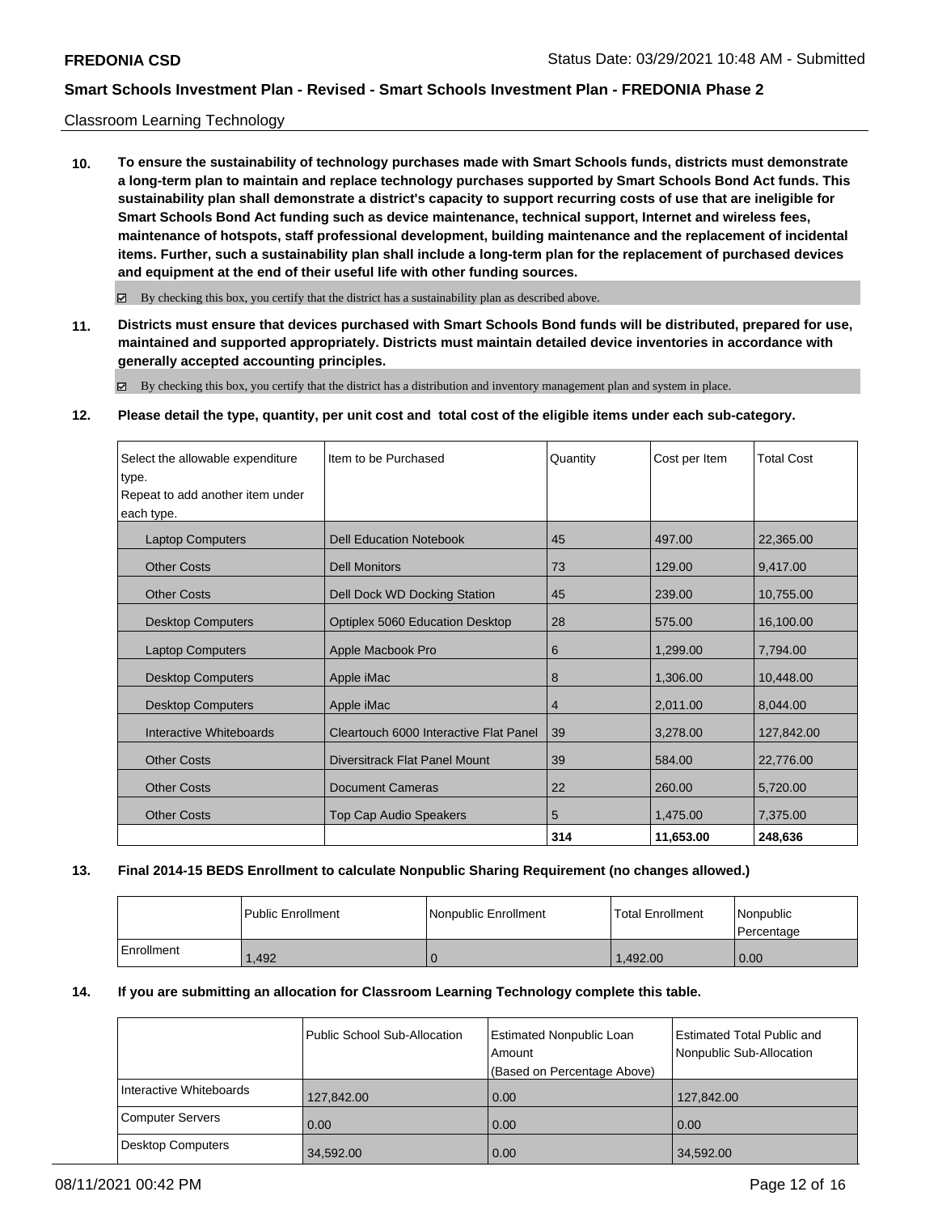Classroom Learning Technology

**10. To ensure the sustainability of technology purchases made with Smart Schools funds, districts must demonstrate a long-term plan to maintain and replace technology purchases supported by Smart Schools Bond Act funds. This sustainability plan shall demonstrate a district's capacity to support recurring costs of use that are ineligible for Smart Schools Bond Act funding such as device maintenance, technical support, Internet and wireless fees, maintenance of hotspots, staff professional development, building maintenance and the replacement of incidental items. Further, such a sustainability plan shall include a long-term plan for the replacement of purchased devices and equipment at the end of their useful life with other funding sources.**

☑ By checking this box, you certify that the district has a sustainability plan as described above.

**11. Districts must ensure that devices purchased with Smart Schools Bond funds will be distributed, prepared for use, maintained and supported appropriately. Districts must maintain detailed device inventories in accordance with generally accepted accounting principles.**

☑ By checking this box, you certify that the district has a distribution and inventory management plan and system in place.

**12. Please detail the type, quantity, per unit cost and total cost of the eligible items under each sub-category.**

| Select the allowable expenditure type. Repeat to add another item under each type. | Item to be Purchased | Quantity | Cost per Item | Total Cost |
|---|---|---|---|---|
| Laptop Computers | Dell Education Notebook | 45 | 497.00 | 22,365.00 |
| Other Costs | Dell Monitors | 73 | 129.00 | 9,417.00 |
| Other Costs | Dell Dock WD Docking Station | 45 | 239.00 | 10,755.00 |
| Desktop Computers | Optiplex 5060 Education Desktop | 28 | 575.00 | 16,100.00 |
| Laptop Computers | Apple Macbook Pro | 6 | 1,299.00 | 7,794.00 |
| Desktop Computers | Apple iMac | 8 | 1,306.00 | 10,448.00 |
| Desktop Computers | Apple iMac | 4 | 2,011.00 | 8,044.00 |
| Interactive Whiteboards | Cleartouch 6000 Interactive Flat Panel | 39 | 3,278.00 | 127,842.00 |
| Other Costs | Diversitrack Flat Panel Mount | 39 | 584.00 | 22,776.00 |
| Other Costs | Document Cameras | 22 | 260.00 | 5,720.00 |
| Other Costs | Top Cap Audio Speakers | 5 | 1,475.00 | 7,375.00 |
| | | **314** | **11,653.00** | **248,636** |

**13. Final 2014-15 BEDS Enrollment to calculate Nonpublic Sharing Requirement (no changes allowed.)**

| | Public Enrollment | Nonpublic Enrollment | Total Enrollment | Nonpublic Percentage |
|---|---|---|---|---|
| Enrollment | 1,492 | 0 | 1,492.00 | 0.00 |

**14. If you are submitting an allocation for Classroom Learning Technology complete this table.**

| | Public School Sub-Allocation | Estimated Nonpublic Loan Amount (Based on Percentage Above) | Estimated Total Public and Nonpublic Sub-Allocation |
|---|---|---|---|
| Interactive Whiteboards | 127,842.00 | 0.00 | 127,842.00 |
| Computer Servers | 0.00 | 0.00 | 0.00 |
| Desktop Computers | 34,592.00 | 0.00 | 34,592.00 |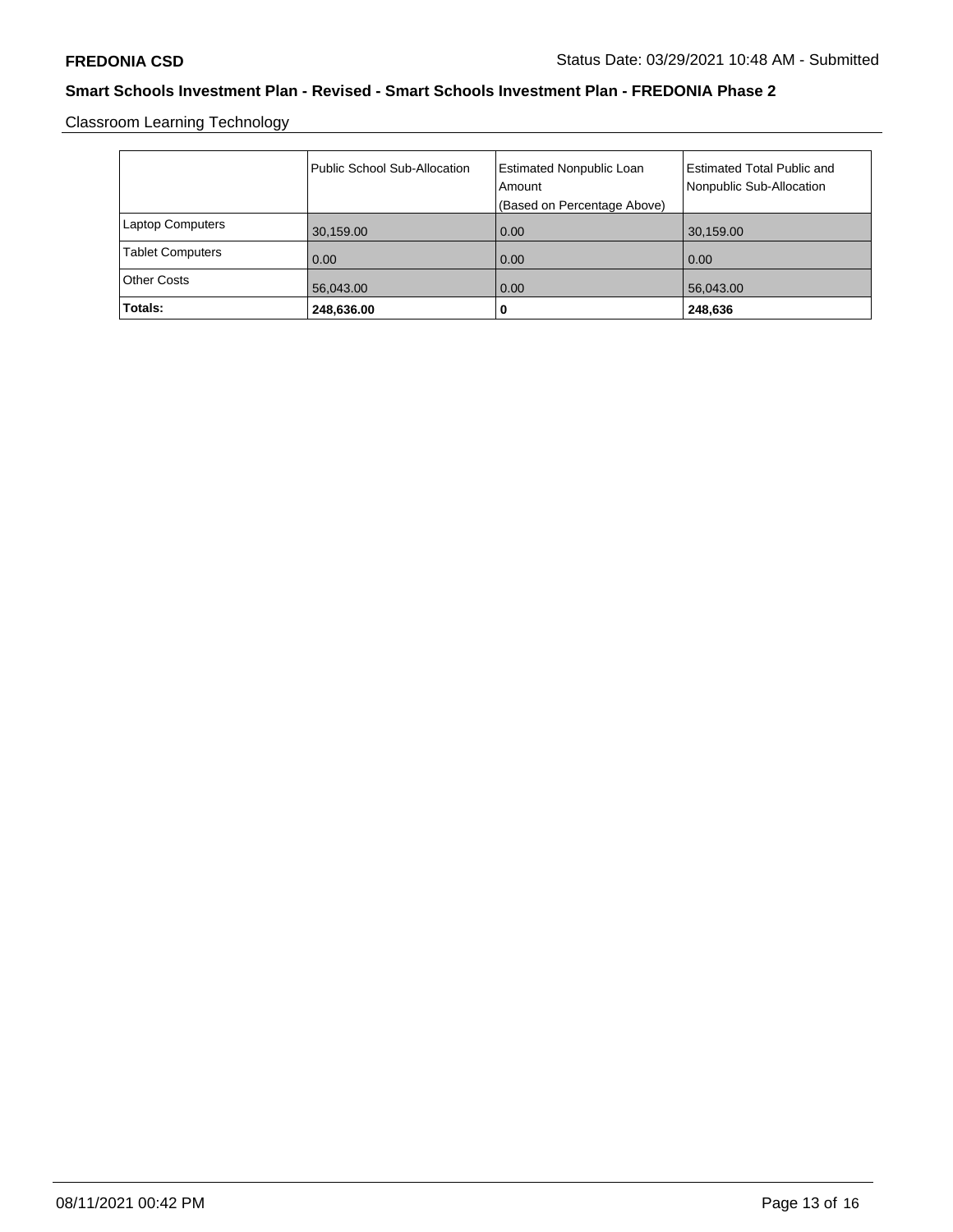**FREDONIA CSD** Status Date: 03/29/2021 10:48 AM - Submitted

## Smart Schools Investment Plan - Revised - Smart Schools Investment Plan - FREDONIA Phase 2

Classroom Learning Technology

| | Public School Sub-Allocation | Estimated Nonpublic Loan Amount (Based on Percentage Above) | Estimated Total Public and Nonpublic Sub-Allocation |
|---|---|---|---|
| Laptop Computers | 30,159.00 | 0.00 | 30,159.00 |
| Tablet Computers | 0.00 | 0.00 | 0.00 |
| Other Costs | 56,043.00 | 0.00 | 56,043.00 |
| **Totals:** | **248,636.00** | **0** | **248,636** |

08/11/2021 00:42 PM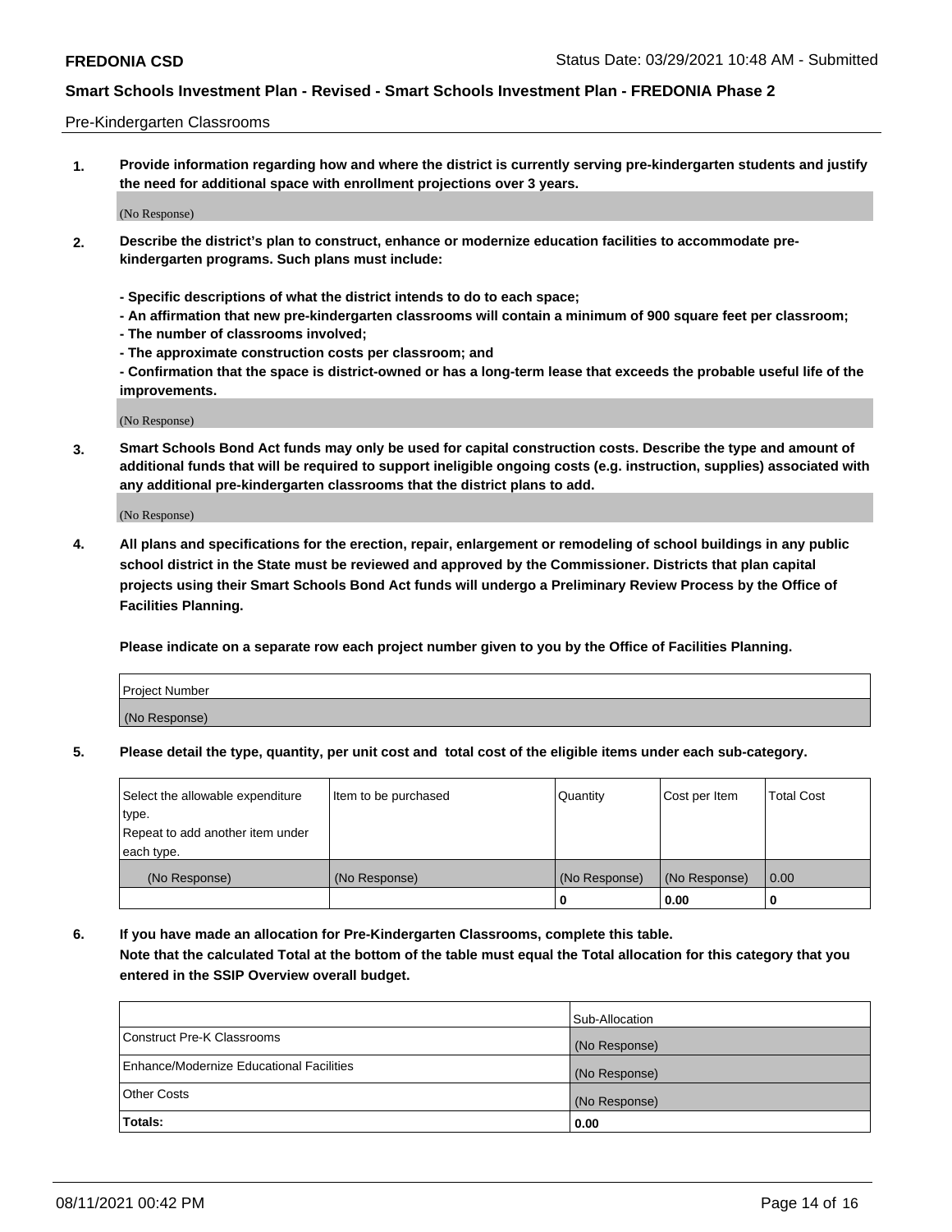Pre-Kindergarten Classrooms

**1. Provide information regarding how and where the district is currently serving pre-kindergarten students and justify the need for additional space with enrollment projections over 3 years.**

(No Response)

**2. Describe the district's plan to construct, enhance or modernize education facilities to accommodate pre-kindergarten programs. Such plans must include:**

**- Specific descriptions of what the district intends to do to each space;**
**- An affirmation that new pre-kindergarten classrooms will contain a minimum of 900 square feet per classroom;**
**- The number of classrooms involved;**
**- The approximate construction costs per classroom; and**
**- Confirmation that the space is district-owned or has a long-term lease that exceeds the probable useful life of the improvements.**

(No Response)

**3. Smart Schools Bond Act funds may only be used for capital construction costs. Describe the type and amount of additional funds that will be required to support ineligible ongoing costs (e.g. instruction, supplies) associated with any additional pre-kindergarten classrooms that the district plans to add.**

(No Response)

**4. All plans and specifications for the erection, repair, enlargement or remodeling of school buildings in any public school district in the State must be reviewed and approved by the Commissioner. Districts that plan capital projects using their Smart Schools Bond Act funds will undergo a Preliminary Review Process by the Office of Facilities Planning.**

**Please indicate on a separate row each project number given to you by the Office of Facilities Planning.**

| Project Number |
|---|
| (No Response) |

**5. Please detail the type, quantity, per unit cost and total cost of the eligible items under each sub-category.**

| Select the allowable expenditure type. Repeat to add another item under each type. | Item to be purchased | Quantity | Cost per Item | Total Cost |
|---|---|---|---|---|
| (No Response) | (No Response) | (No Response) | (No Response) | 0.00 |
| | | 0 | 0.00 | 0 |

**6. If you have made an allocation for Pre-Kindergarten Classrooms, complete this table. Note that the calculated Total at the bottom of the table must equal the Total allocation for this category that you entered in the SSIP Overview overall budget.**

| | Sub-Allocation |
|---|---|
| Construct Pre-K Classrooms | (No Response) |
| Enhance/Modernize Educational Facilities | (No Response) |
| Other Costs | (No Response) |
| **Totals:** | **0.00** |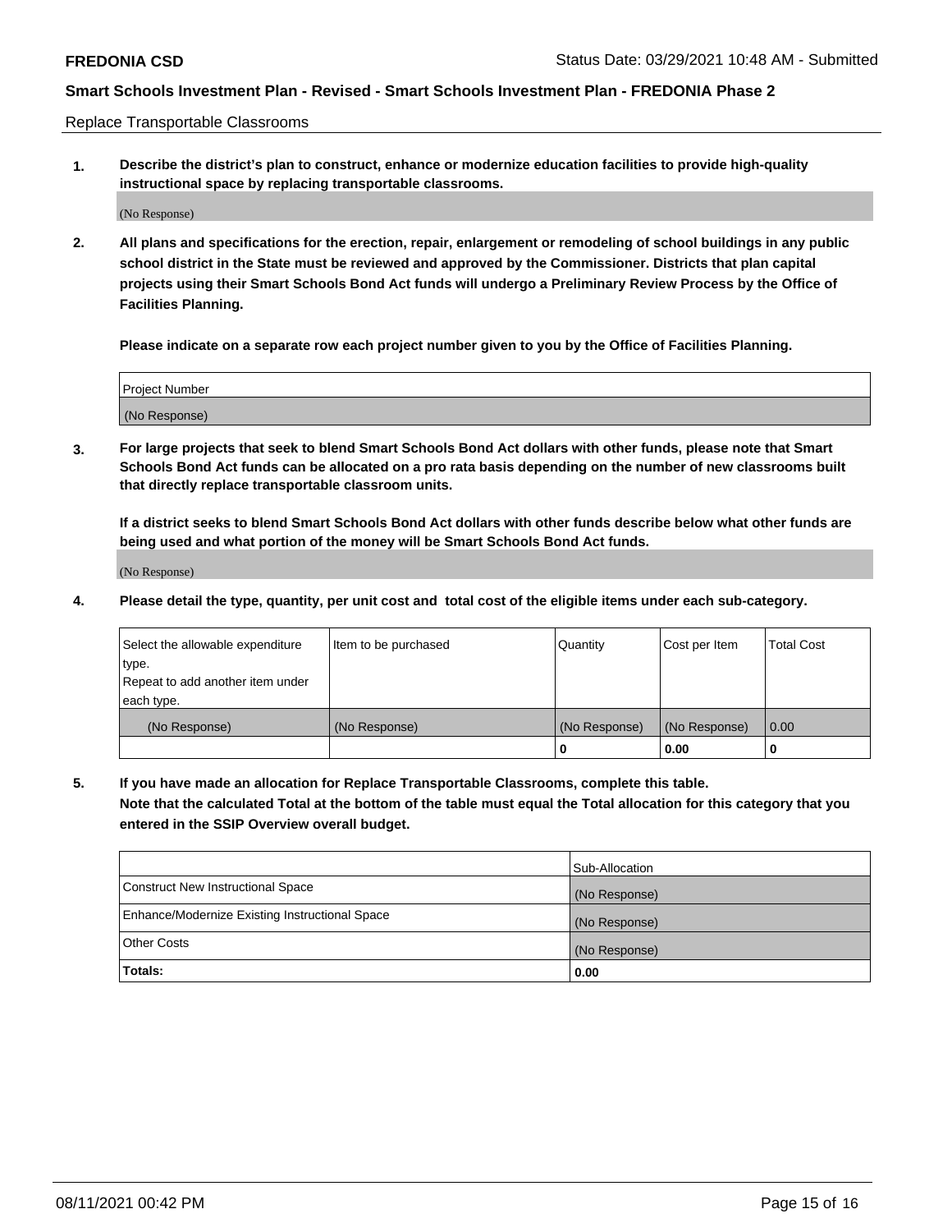Replace Transportable Classrooms

**1. Describe the district's plan to construct, enhance or modernize education facilities to provide high-quality instructional space by replacing transportable classrooms.**

(No Response)

**2. All plans and specifications for the erection, repair, enlargement or remodeling of school buildings in any public school district in the State must be reviewed and approved by the Commissioner. Districts that plan capital projects using their Smart Schools Bond Act funds will undergo a Preliminary Review Process by the Office of Facilities Planning.**

**Please indicate on a separate row each project number given to you by the Office of Facilities Planning.**

| Project Number |
|---|
| (No Response) |

**3. For large projects that seek to blend Smart Schools Bond Act dollars with other funds, please note that Smart Schools Bond Act funds can be allocated on a pro rata basis depending on the number of new classrooms built that directly replace transportable classroom units.**

**If a district seeks to blend Smart Schools Bond Act dollars with other funds describe below what other funds are being used and what portion of the money will be Smart Schools Bond Act funds.**

(No Response)

**4. Please detail the type, quantity, per unit cost and total cost of the eligible items under each sub-category.**

| Select the allowable expenditure type. Repeat to add another item under each type. | Item to be purchased | Quantity | Cost per Item | Total Cost |
|---|---|---|---|---|
| (No Response) | (No Response) | (No Response) | (No Response) | 0.00 |
| | | 0 | 0.00 | 0 |

**5. If you have made an allocation for Replace Transportable Classrooms, complete this table. Note that the calculated Total at the bottom of the table must equal the Total allocation for this category that you entered in the SSIP Overview overall budget.**

| | Sub-Allocation |
|---|---|
| Construct New Instructional Space | (No Response) |
| Enhance/Modernize Existing Instructional Space | (No Response) |
| Other Costs | (No Response) |
| **Totals:** | **0.00** |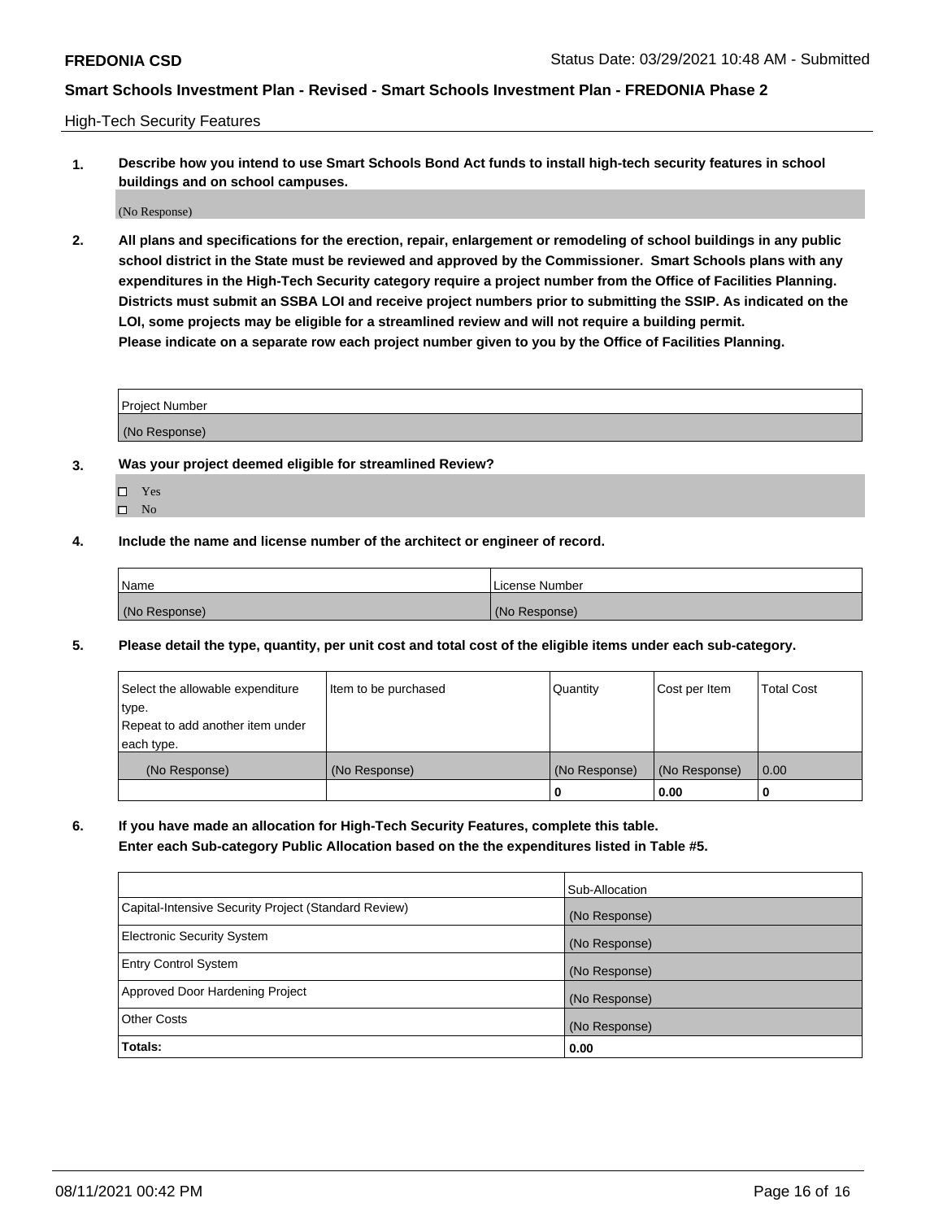High-Tech Security Features

**1. Describe how you intend to use Smart Schools Bond Act funds to install high-tech security features in school buildings and on school campuses.**

(No Response)

**2. All plans and specifications for the erection, repair, enlargement or remodeling of school buildings in any public school district in the State must be reviewed and approved by the Commissioner. Smart Schools plans with any expenditures in the High-Tech Security category require a project number from the Office of Facilities Planning. Districts must submit an SSBA LOI and receive project numbers prior to submitting the SSIP. As indicated on the LOI, some projects may be eligible for a streamlined review and will not require a building permit. Please indicate on a separate row each project number given to you by the Office of Facilities Planning.**

| Project Number |
| --- |
| (No Response) |

**3. Was your project deemed eligible for streamlined Review?**

- ☐ Yes
- ☐ No

**4. Include the name and license number of the architect or engineer of record.**

| Name | License Number |
| --- | --- |
| (No Response) | (No Response) |

**5. Please detail the type, quantity, per unit cost and total cost of the eligible items under each sub-category.**

| Select the allowable expenditure type. Repeat to add another item under each type. | Item to be purchased | Quantity | Cost per Item | Total Cost |
| --- | --- | --- | --- | --- |
| (No Response) | (No Response) | (No Response) | (No Response) | 0.00 |
| | | 0 | 0.00 | 0 |

**6. If you have made an allocation for High-Tech Security Features, complete this table. Enter each Sub-category Public Allocation based on the the expenditures listed in Table #5.**

| | Sub-Allocation |
| --- | --- |
| Capital-Intensive Security Project (Standard Review) | (No Response) |
| Electronic Security System | (No Response) |
| Entry Control System | (No Response) |
| Approved Door Hardening Project | (No Response) |
| Other Costs | (No Response) |
| **Totals:** | **0.00** |